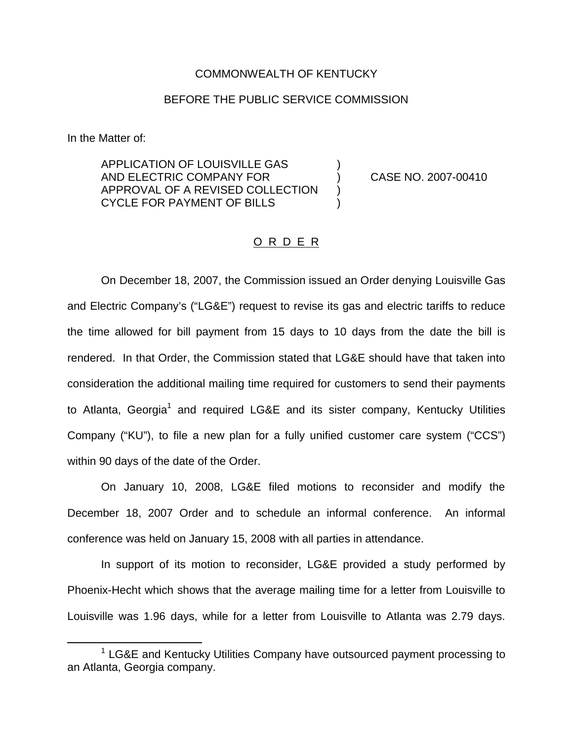COMMONWEALTH OF KENTUCKY

BEFORE THE PUBLIC SERVICE COMMISSION

In the Matter of:

| | | |
|---|---|---|
| APPLICATION OF LOUISVILLE GAS AND ELECTRIC COMPANY FOR APPROVAL OF A REVISED COLLECTION CYCLE FOR PAYMENT OF BILLS | ) ) ) ) | CASE NO. 2007-00410 |

O R D E R

On December 18, 2007, the Commission issued an Order denying Louisville Gas and Electric Company's ("LG&E") request to revise its gas and electric tariffs to reduce the time allowed for bill payment from 15 days to 10 days from the date the bill is rendered. In that Order, the Commission stated that LG&E should have that taken into consideration the additional mailing time required for customers to send their payments to Atlanta, Georgia[1] and required LG&E and its sister company, Kentucky Utilities Company ("KU"), to file a new plan for a fully unified customer care system ("CCS") within 90 days of the date of the Order.

On January 10, 2008, LG&E filed motions to reconsider and modify the December 18, 2007 Order and to schedule an informal conference. An informal conference was held on January 15, 2008 with all parties in attendance.

In support of its motion to reconsider, LG&E provided a study performed by Phoenix-Hecht which shows that the average mailing time for a letter from Louisville to Louisville was 1.96 days, while for a letter from Louisville to Atlanta was 2.79 days.

[1] LG&E and Kentucky Utilities Company have outsourced payment processing to an Atlanta, Georgia company.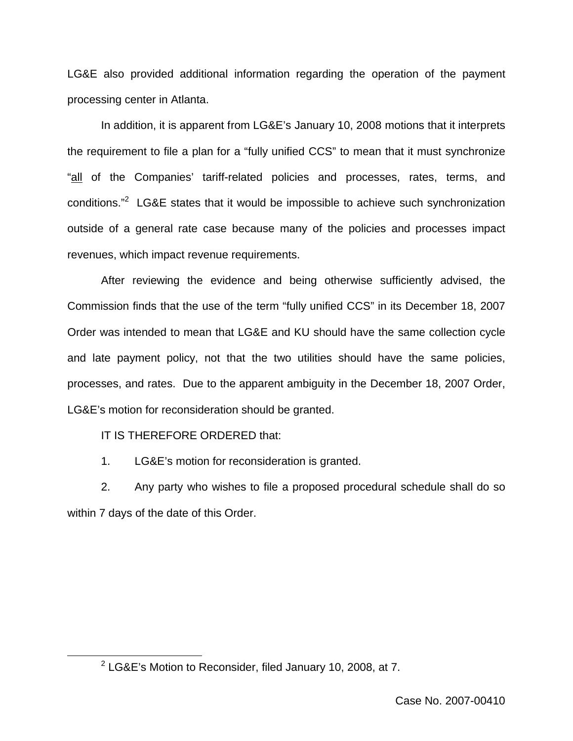LG&E also provided additional information regarding the operation of the payment processing center in Atlanta.

In addition, it is apparent from LG&E's January 10, 2008 motions that it interprets the requirement to file a plan for a "fully unified CCS" to mean that it must synchronize "all of the Companies' tariff-related policies and processes, rates, terms, and conditions."[2] LG&E states that it would be impossible to achieve such synchronization outside of a general rate case because many of the policies and processes impact revenues, which impact revenue requirements.

After reviewing the evidence and being otherwise sufficiently advised, the Commission finds that the use of the term "fully unified CCS" in its December 18, 2007 Order was intended to mean that LG&E and KU should have the same collection cycle and late payment policy, not that the two utilities should have the same policies, processes, and rates. Due to the apparent ambiguity in the December 18, 2007 Order, LG&E's motion for reconsideration should be granted.

IT IS THEREFORE ORDERED that:

1. LG&E's motion for reconsideration is granted.

2. Any party who wishes to file a proposed procedural schedule shall do so within 7 days of the date of this Order.

[2] LG&E's Motion to Reconsider, filed January 10, 2008, at 7.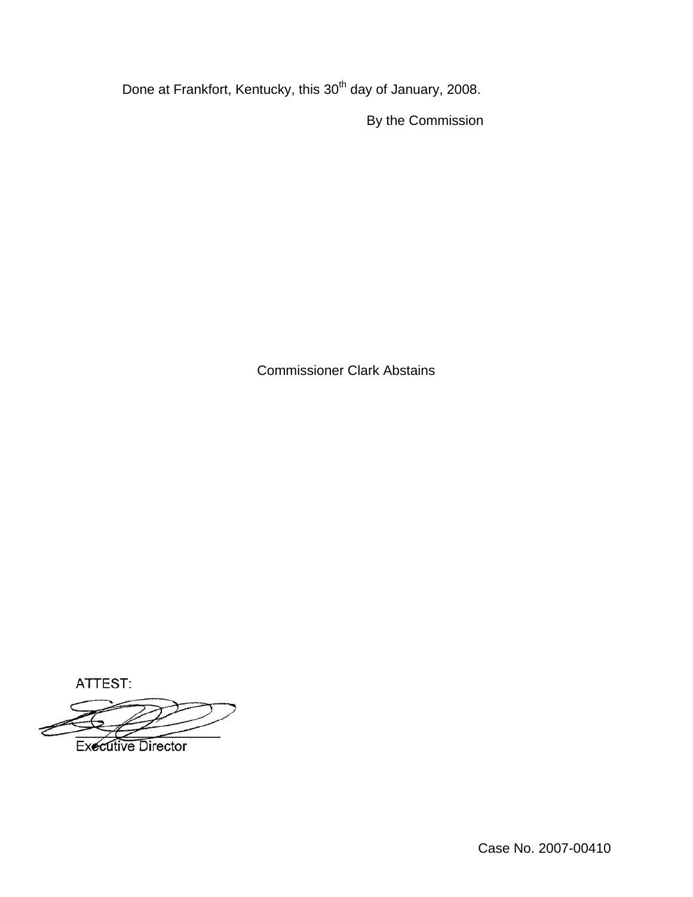Done at Frankfort, Kentucky, this 30th day of January, 2008.

By the Commission

Commissioner Clark Abstains

ATTEST:

Executive Director

Case No. 2007-00410